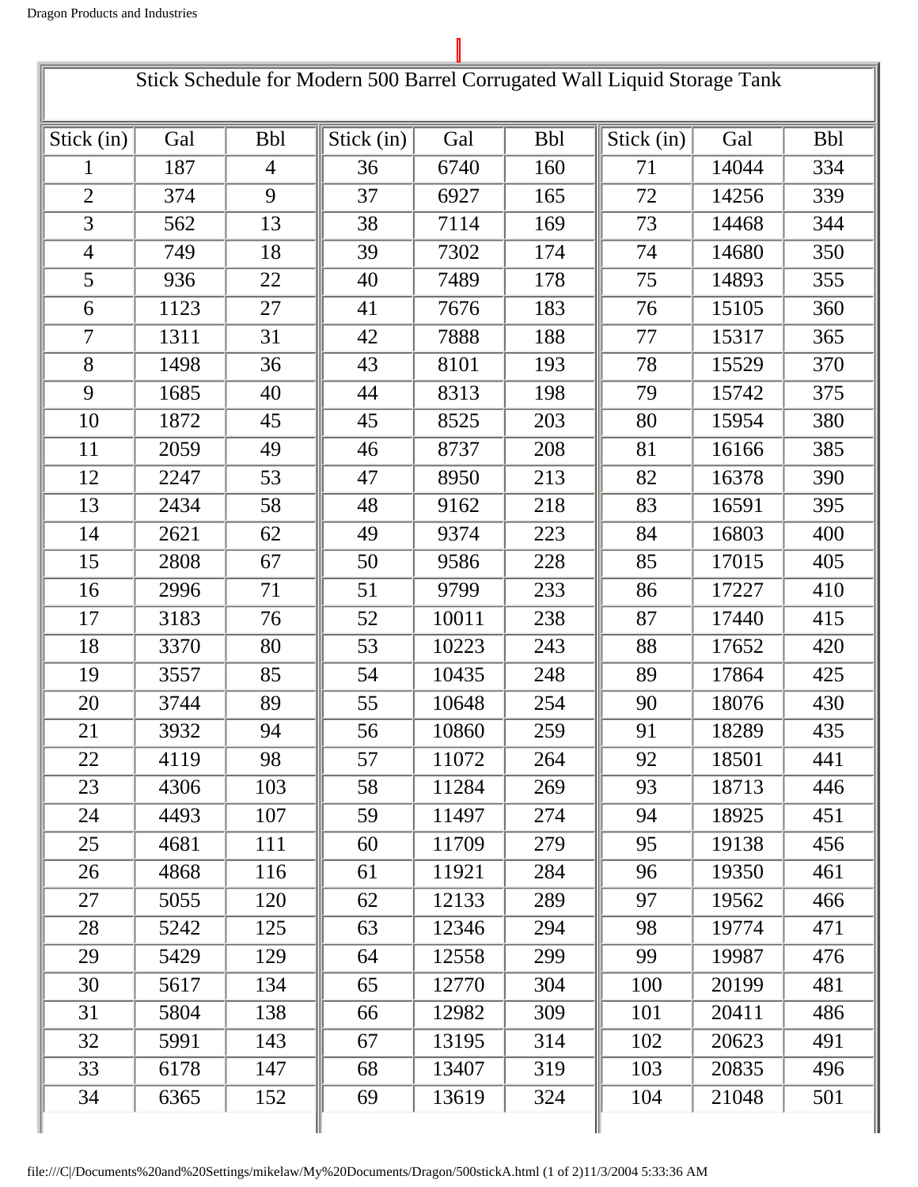# Stick Schedule for Modern 500 Barrel Corrugated Wall Liquid Storage Tank

| Stick (in) | Gal | Bbl | Stick (in) | Gal | Bbl | Stick (in) | Gal | Bbl |
|---|---|---|---|---|---|---|---|---|
| 1 | 187 | 4 | 36 | 6740 | 160 | 71 | 14044 | 334 |
| 2 | 374 | 9 | 37 | 6927 | 165 | 72 | 14256 | 339 |
| 3 | 562 | 13 | 38 | 7114 | 169 | 73 | 14468 | 344 |
| 4 | 749 | 18 | 39 | 7302 | 174 | 74 | 14680 | 350 |
| 5 | 936 | 22 | 40 | 7489 | 178 | 75 | 14893 | 355 |
| 6 | 1123 | 27 | 41 | 7676 | 183 | 76 | 15105 | 360 |
| 7 | 1311 | 31 | 42 | 7888 | 188 | 77 | 15317 | 365 |
| 8 | 1498 | 36 | 43 | 8101 | 193 | 78 | 15529 | 370 |
| 9 | 1685 | 40 | 44 | 8313 | 198 | 79 | 15742 | 375 |
| 10 | 1872 | 45 | 45 | 8525 | 203 | 80 | 15954 | 380 |
| 11 | 2059 | 49 | 46 | 8737 | 208 | 81 | 16166 | 385 |
| 12 | 2247 | 53 | 47 | 8950 | 213 | 82 | 16378 | 390 |
| 13 | 2434 | 58 | 48 | 9162 | 218 | 83 | 16591 | 395 |
| 14 | 2621 | 62 | 49 | 9374 | 223 | 84 | 16803 | 400 |
| 15 | 2808 | 67 | 50 | 9586 | 228 | 85 | 17015 | 405 |
| 16 | 2996 | 71 | 51 | 9799 | 233 | 86 | 17227 | 410 |
| 17 | 3183 | 76 | 52 | 10011 | 238 | 87 | 17440 | 415 |
| 18 | 3370 | 80 | 53 | 10223 | 243 | 88 | 17652 | 420 |
| 19 | 3557 | 85 | 54 | 10435 | 248 | 89 | 17864 | 425 |
| 20 | 3744 | 89 | 55 | 10648 | 254 | 90 | 18076 | 430 |
| 21 | 3932 | 94 | 56 | 10860 | 259 | 91 | 18289 | 435 |
| 22 | 4119 | 98 | 57 | 11072 | 264 | 92 | 18501 | 441 |
| 23 | 4306 | 103 | 58 | 11284 | 269 | 93 | 18713 | 446 |
| 24 | 4493 | 107 | 59 | 11497 | 274 | 94 | 18925 | 451 |
| 25 | 4681 | 111 | 60 | 11709 | 279 | 95 | 19138 | 456 |
| 26 | 4868 | 116 | 61 | 11921 | 284 | 96 | 19350 | 461 |
| 27 | 5055 | 120 | 62 | 12133 | 289 | 97 | 19562 | 466 |
| 28 | 5242 | 125 | 63 | 12346 | 294 | 98 | 19774 | 471 |
| 29 | 5429 | 129 | 64 | 12558 | 299 | 99 | 19987 | 476 |
| 30 | 5617 | 134 | 65 | 12770 | 304 | 100 | 20199 | 481 |
| 31 | 5804 | 138 | 66 | 12982 | 309 | 101 | 20411 | 486 |
| 32 | 5991 | 143 | 67 | 13195 | 314 | 102 | 20623 | 491 |
| 33 | 6178 | 147 | 68 | 13407 | 319 | 103 | 20835 | 496 |
| 34 | 6365 | 152 | 69 | 13619 | 324 | 104 | 21048 | 501 |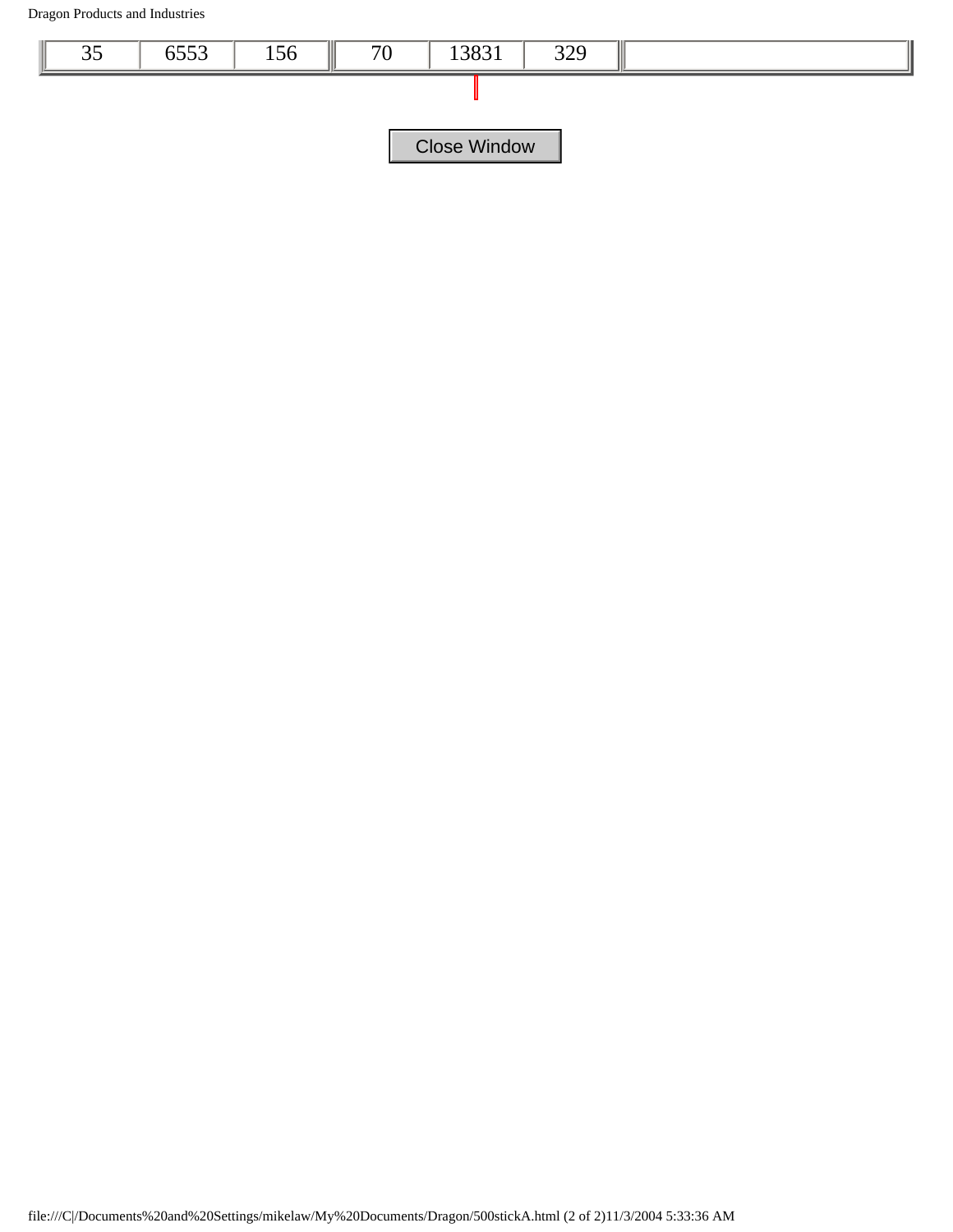| | | | | | | |
|---|---|---|---|---|---|---|
| 35 | 6553 | 156 | 70 | 13831 | 329 | |

Close Window